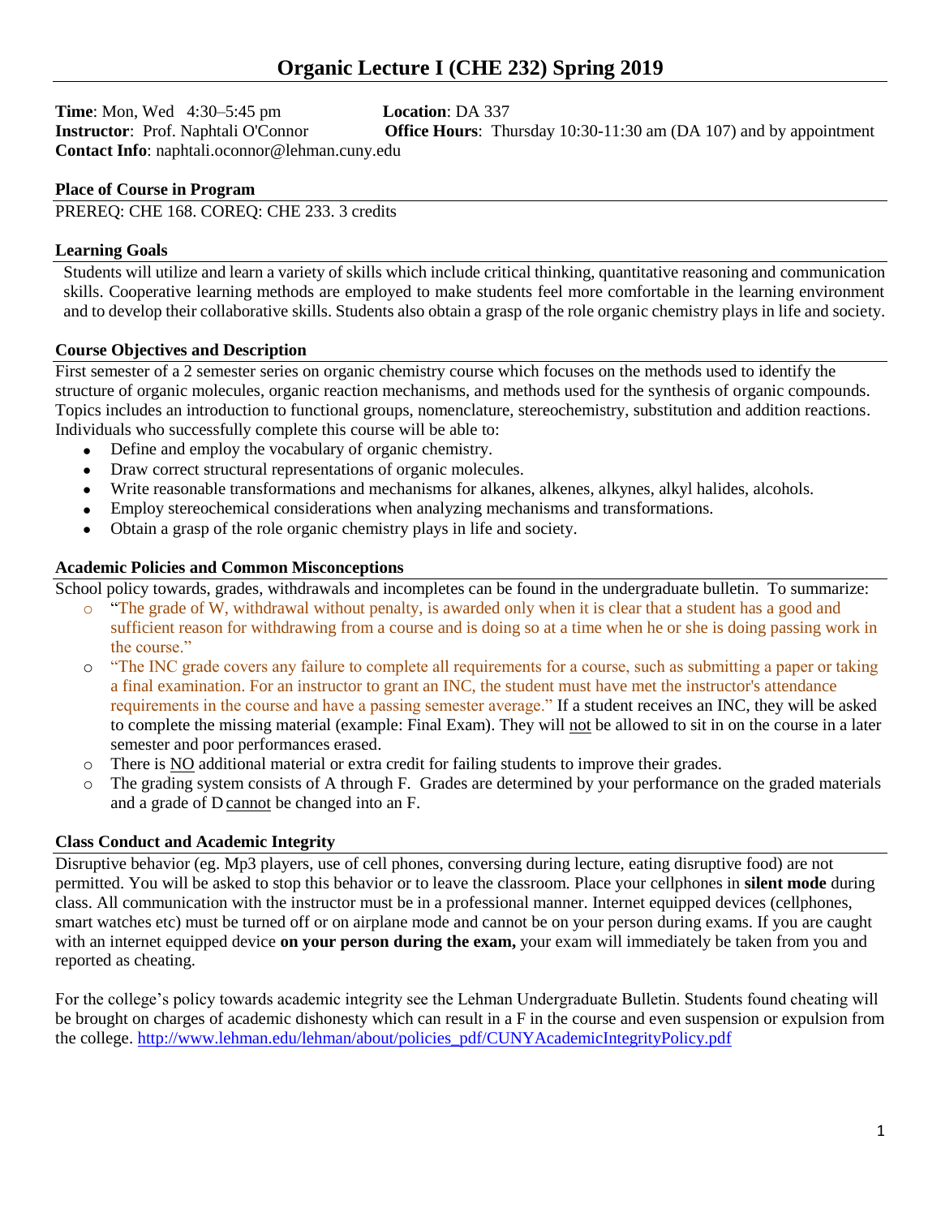# Organic Lecture I (CHE 232) Spring 2019

**Time**: Mon, Wed 4:30–5:45 pm  **Location**: DA 337
**Instructor**: Prof. Naphtali O'Connor  **Office Hours**: Thursday 10:30-11:30 am (DA 107) and by appointment
**Contact Info**: naphtali.oconnor@lehman.cuny.edu

### Place of Course in Program

PREREQ: CHE 168. COREQ: CHE 233. 3 credits

### Learning Goals

Students will utilize and learn a variety of skills which include critical thinking, quantitative reasoning and communication skills. Cooperative learning methods are employed to make students feel more comfortable in the learning environment and to develop their collaborative skills. Students also obtain a grasp of the role organic chemistry plays in life and society.

### Course Objectives and Description

First semester of a 2 semester series on organic chemistry course which focuses on the methods used to identify the structure of organic molecules, organic reaction mechanisms, and methods used for the synthesis of organic compounds. Topics includes an introduction to functional groups, nomenclature, stereochemistry, substitution and addition reactions. Individuals who successfully complete this course will be able to:

- Define and employ the vocabulary of organic chemistry.
- Draw correct structural representations of organic molecules.
- Write reasonable transformations and mechanisms for alkanes, alkenes, alkynes, alkyl halides, alcohols.
- Employ stereochemical considerations when analyzing mechanisms and transformations.
- Obtain a grasp of the role organic chemistry plays in life and society.

### Academic Policies and Common Misconceptions

School policy towards, grades, withdrawals and incompletes can be found in the undergraduate bulletin. To summarize:

- "The grade of W, withdrawal without penalty, is awarded only when it is clear that a student has a good and sufficient reason for withdrawing from a course and is doing so at a time when he or she is doing passing work in the course."
- "The INC grade covers any failure to complete all requirements for a course, such as submitting a paper or taking a final examination. For an instructor to grant an INC, the student must have met the instructor's attendance requirements in the course and have a passing semester average." If a student receives an INC, they will be asked to complete the missing material (example: Final Exam). They will not be allowed to sit in on the course in a later semester and poor performances erased.
- There is NO additional material or extra credit for failing students to improve their grades.
- The grading system consists of A through F. Grades are determined by your performance on the graded materials and a grade of D cannot be changed into an F.

### Class Conduct and Academic Integrity

Disruptive behavior (eg. Mp3 players, use of cell phones, conversing during lecture, eating disruptive food) are not permitted. You will be asked to stop this behavior or to leave the classroom. Place your cellphones in **silent mode** during class. All communication with the instructor must be in a professional manner. Internet equipped devices (cellphones, smart watches etc) must be turned off or on airplane mode and cannot be on your person during exams. If you are caught with an internet equipped device **on your person during the exam,** your exam will immediately be taken from you and reported as cheating.

For the college's policy towards academic integrity see the Lehman Undergraduate Bulletin. Students found cheating will be brought on charges of academic dishonesty which can result in a F in the course and even suspension or expulsion from the college. http://www.lehman.edu/lehman/about/policies_pdf/CUNYAcademicIntegrityPolicy.pdf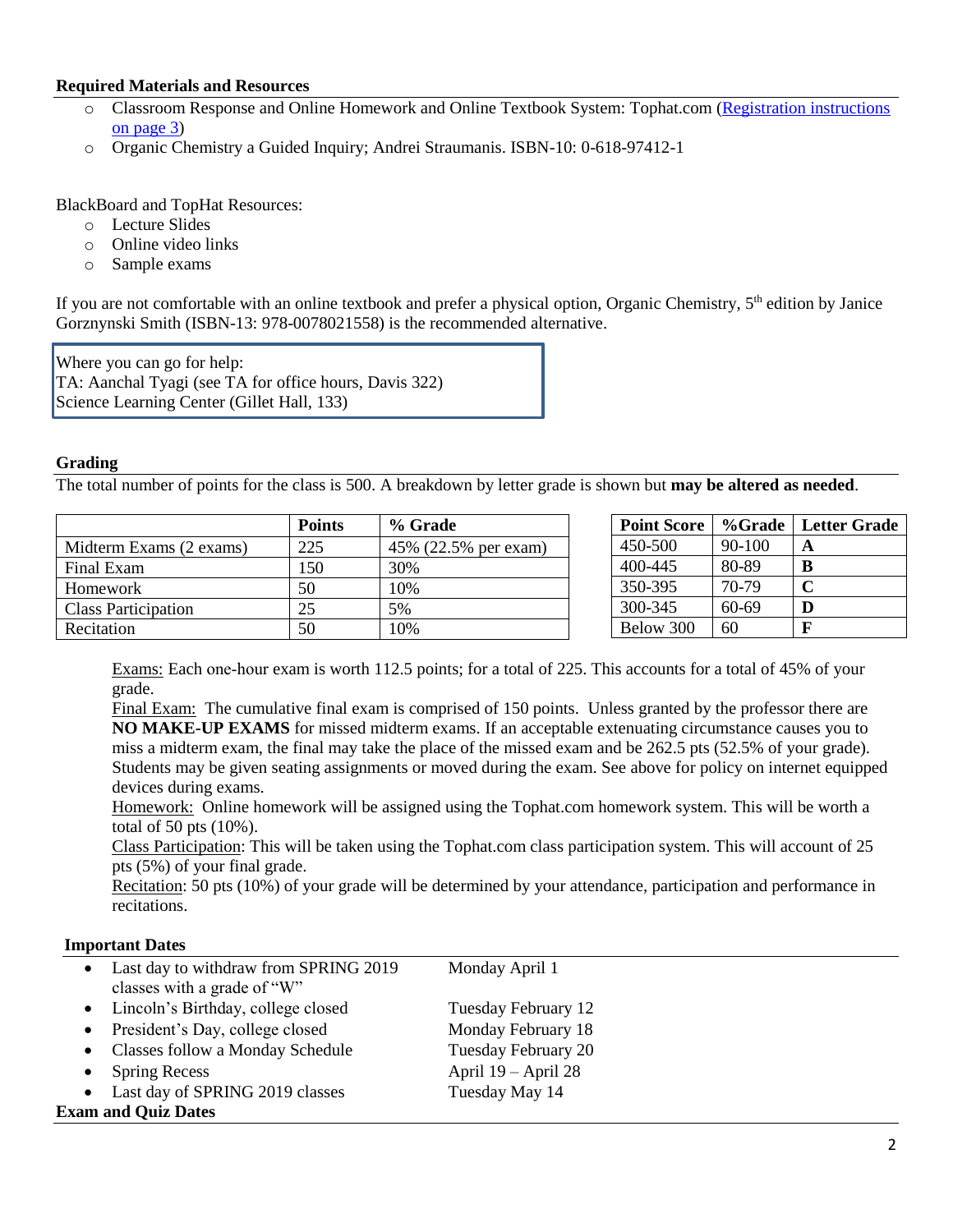### Required Materials and Resources

- Classroom Response and Online Homework and Online Textbook System: Tophat.com ([Registration instructions on page 3](#))
- Organic Chemistry a Guided Inquiry; Andrei Straumanis. ISBN-10: 0-618-97412-1

BlackBoard and TopHat Resources:

- Lecture Slides
- Online video links
- Sample exams

If you are not comfortable with an online textbook and prefer a physical option, Organic Chemistry, 5th edition by Janice Gorznynski Smith (ISBN-13: 978-0078021558) is the recommended alternative.

> Where you can go for help:
> TA: Aanchal Tyagi (see TA for office hours, Davis 322)
> Science Learning Center (Gillet Hall, 133)

### Grading

The total number of points for the class is 500. A breakdown by letter grade is shown but **may be altered as needed**.

| | Points | % Grade |
|---|---|---|
| Midterm Exams (2 exams) | 225 | 45% (22.5% per exam) |
| Final Exam | 150 | 30% |
| Homework | 50 | 10% |
| Class Participation | 25 | 5% |
| Recitation | 50 | 10% |

| Point Score | %Grade | Letter Grade |
|---|---|---|
| 450-500 | 90-100 | **A** |
| 400-445 | 80-89 | **B** |
| 350-395 | 70-79 | **C** |
| 300-345 | 60-69 | **D** |
| Below 300 | 60 | **F** |

Exams: Each one-hour exam is worth 112.5 points; for a total of 225. This accounts for a total of 45% of your grade.

Final Exam: The cumulative final exam is comprised of 150 points. Unless granted by the professor there are **NO MAKE-UP EXAMS** for missed midterm exams. If an acceptable extenuating circumstance causes you to miss a midterm exam, the final may take the place of the missed exam and be 262.5 pts (52.5% of your grade). Students may be given seating assignments or moved during the exam. See above for policy on internet equipped devices during exams.

Homework: Online homework will be assigned using the Tophat.com homework system. This will be worth a total of 50 pts (10%).

Class Participation: This will be taken using the Tophat.com class participation system. This will account of 25 pts (5%) of your final grade.

Recitation: 50 pts (10%) of your grade will be determined by your attendance, participation and performance in recitations.

### Important Dates

| | |
|---|---|
| Last day to withdraw from SPRING 2019 classes with a grade of "W" | Monday April 1 |
| Lincoln's Birthday, college closed | Tuesday February 12 |
| President's Day, college closed | Monday February 18 |
| Classes follow a Monday Schedule | Tuesday February 20 |
| Spring Recess | April 19 – April 28 |
| Last day of SPRING 2019 classes | Tuesday May 14 |

### Exam and Quiz Dates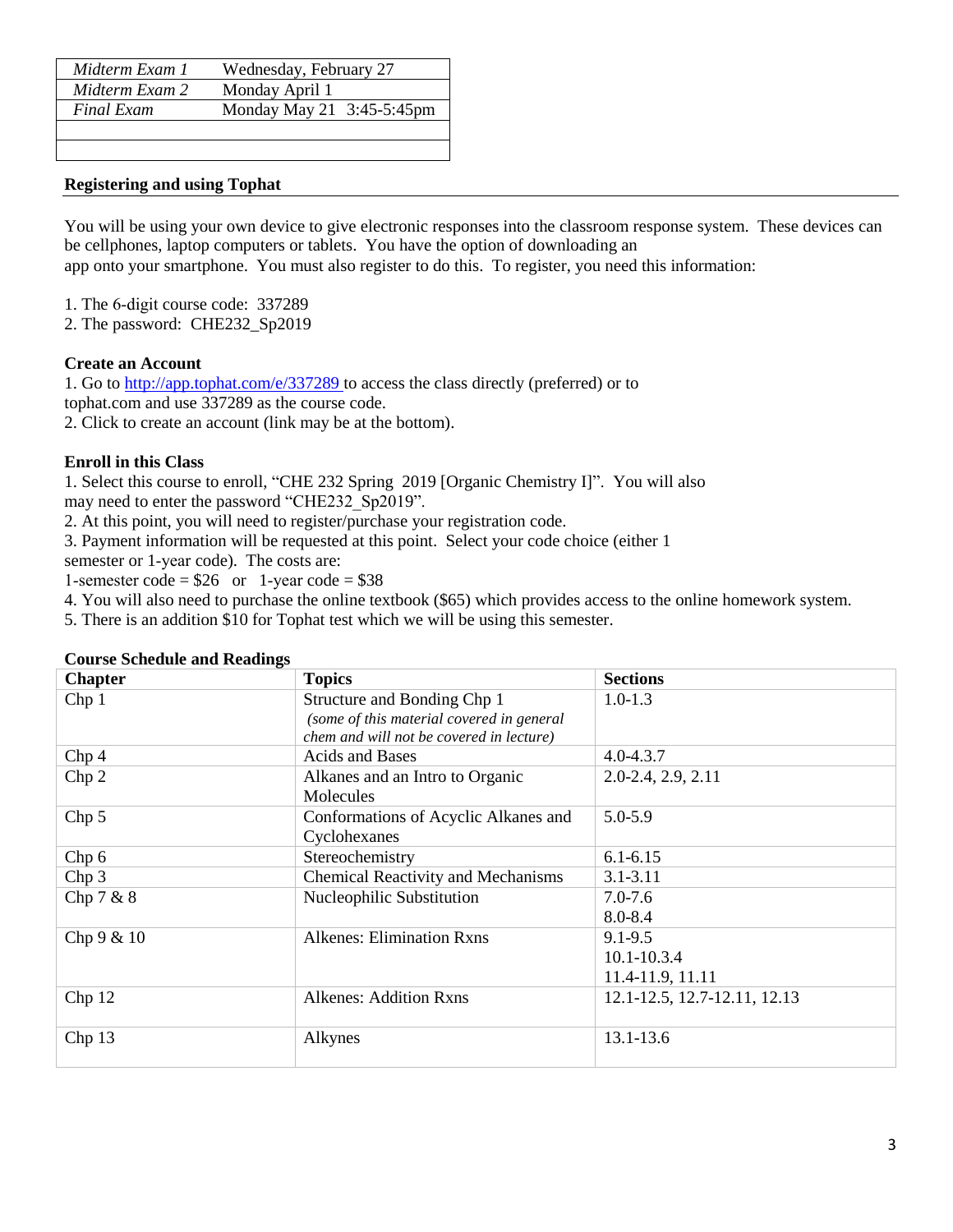| | |
|---|---|
| *Midterm Exam 1* | Wednesday, February 27 |
| *Midterm Exam 2* | Monday April 1 |
| *Final Exam* | Monday May 21 3:45-5:45pm |
| | |
| | |

## Registering and using Tophat

You will be using your own device to give electronic responses into the classroom response system. These devices can be cellphones, laptop computers or tablets. You have the option of downloading an app onto your smartphone. You must also register to do this. To register, you need this information:

1. The 6-digit course code: 337289
2. The password: CHE232_Sp2019

### Create an Account

1. Go to http://app.tophat.com/e/337289 to access the class directly (preferred) or to tophat.com and use 337289 as the course code.
2. Click to create an account (link may be at the bottom).

### Enroll in this Class

1. Select this course to enroll, "CHE 232 Spring 2019 [Organic Chemistry I]". You will also may need to enter the password "CHE232_Sp2019".
2. At this point, you will need to register/purchase your registration code.
3. Payment information will be requested at this point. Select your code choice (either 1 semester or 1-year code). The costs are:
1-semester code = $26 or 1-year code = $38
4. You will also need to purchase the online textbook ($65) which provides access to the online homework system.
5. There is an addition $10 for Tophat test which we will be using this semester.

### Course Schedule and Readings

| Chapter | Topics | Sections |
|---|---|---|
| Chp 1 | Structure and Bonding Chp 1<br>*(some of this material covered in general chem and will not be covered in lecture)* | 1.0-1.3 |
| Chp 4 | Acids and Bases | 4.0-4.3.7 |
| Chp 2 | Alkanes and an Intro to Organic Molecules | 2.0-2.4, 2.9, 2.11 |
| Chp 5 | Conformations of Acyclic Alkanes and Cyclohexanes | 5.0-5.9 |
| Chp 6 | Stereochemistry | 6.1-6.15 |
| Chp 3 | Chemical Reactivity and Mechanisms | 3.1-3.11 |
| Chp 7 & 8 | Nucleophilic Substitution | 7.0-7.6<br>8.0-8.4 |
| Chp 9 & 10 | Alkenes: Elimination Rxns | 9.1-9.5<br>10.1-10.3.4<br>11.4-11.9, 11.11 |
| Chp 12 | Alkenes: Addition Rxns | 12.1-12.5, 12.7-12.11, 12.13 |
| Chp 13 | Alkynes | 13.1-13.6 |